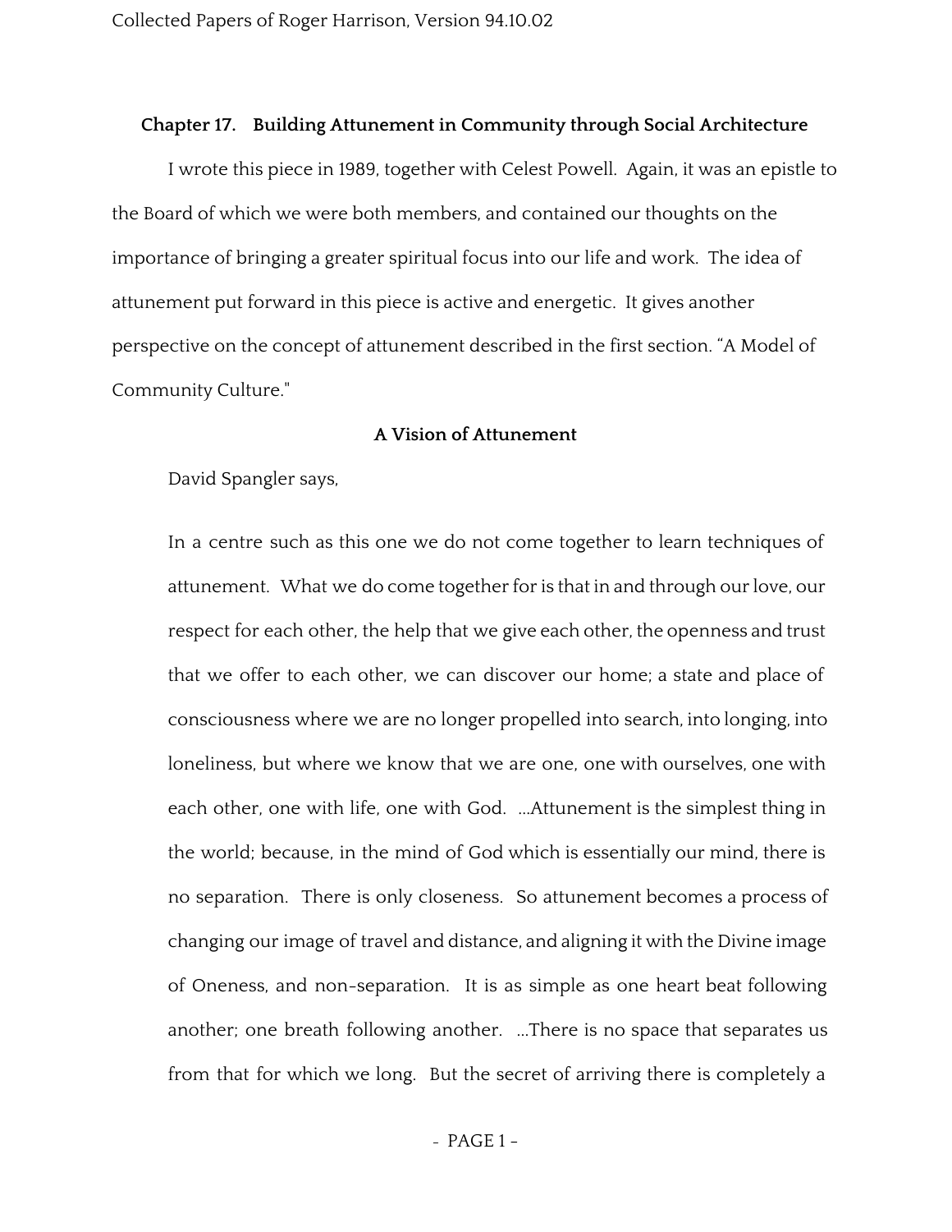## Chapter 17. Building Attunement in Community through Social Architecture

I wrote this piece in 1989, together with Celest Powell. Again, it was an epistle to the Board of which we were both members, and contained our thoughts on the importance of bringing a greater spiritual focus into our life and work. The idea of attunement put forward in this piece is active and energetic. It gives another perspective on the concept of attunement described in the first section. "A Model of Community Culture."

### A Vision of Attunement

David Spangler says,

> In a centre such as this one we do not come together to learn techniques of attunement. What we do come together for is that in and through our love, our respect for each other, the help that we give each other, the openness and trust that we offer to each other, we can discover our home; a state and place of consciousness where we are no longer propelled into search, into longing, into loneliness, but where we know that we are one, one with ourselves, one with each other, one with life, one with God. ...Attunement is the simplest thing in the world; because, in the mind of God which is essentially our mind, there is no separation. There is only closeness. So attunement becomes a process of changing our image of travel and distance, and aligning it with the Divine image of Oneness, and non-separation. It is as simple as one heart beat following another; one breath following another. ...There is no space that separates us from that for which we long. But the secret of arriving there is completely a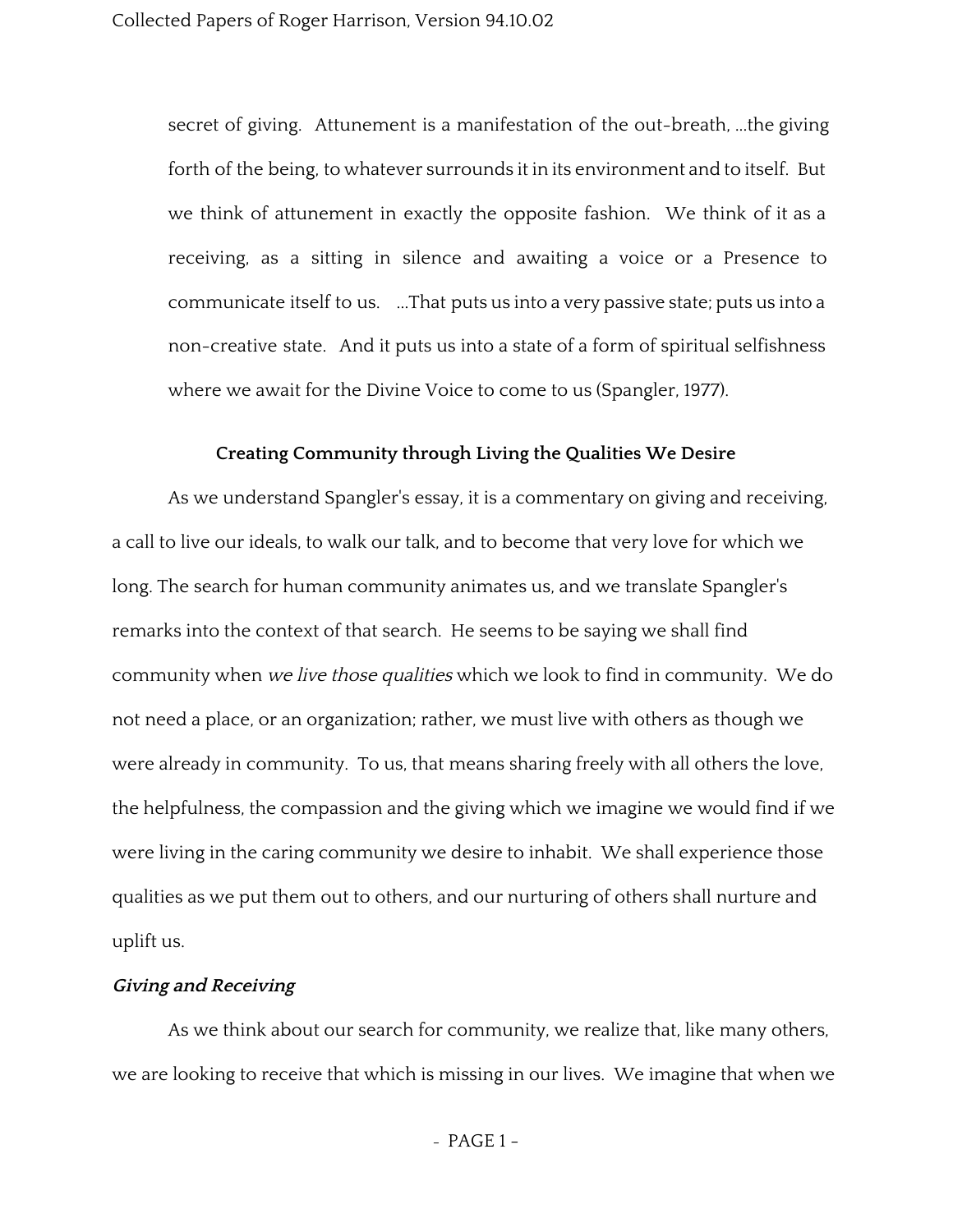> secret of giving. Attunement is a manifestation of the out-breath, ...the giving forth of the being, to whatever surrounds it in its environment and to itself. But we think of attunement in exactly the opposite fashion. We think of it as a receiving, as a sitting in silence and awaiting a voice or a Presence to communicate itself to us. ...That puts us into a very passive state; puts us into a non-creative state. And it puts us into a state of a form of spiritual selfishness where we await for the Divine Voice to come to us (Spangler, 1977).

## Creating Community through Living the Qualities We Desire

As we understand Spangler's essay, it is a commentary on giving and receiving, a call to live our ideals, to walk our talk, and to become that very love for which we long. The search for human community animates us, and we translate Spangler's remarks into the context of that search. He seems to be saying we shall find community when *we live those qualities* which we look to find in community. We do not need a place, or an organization; rather, we must live with others as though we were already in community. To us, that means sharing freely with all others the love, the helpfulness, the compassion and the giving which we imagine we would find if we were living in the caring community we desire to inhabit. We shall experience those qualities as we put them out to others, and our nurturing of others shall nurture and uplift us.

### *Giving and Receiving*

As we think about our search for community, we realize that, like many others, we are looking to receive that which is missing in our lives. We imagine that when we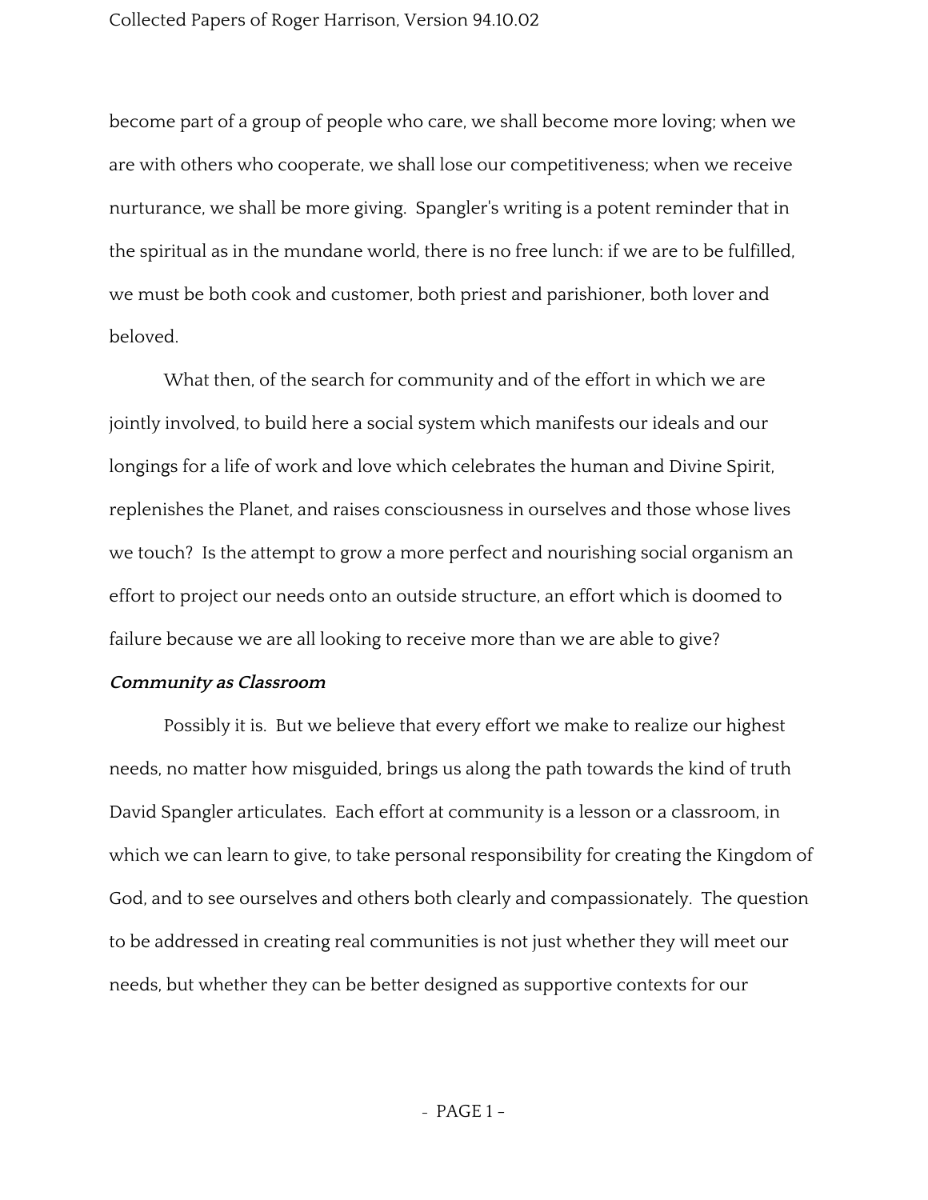become part of a group of people who care, we shall become more loving; when we are with others who cooperate, we shall lose our competitiveness; when we receive nurturance, we shall be more giving. Spangler's writing is a potent reminder that in the spiritual as in the mundane world, there is no free lunch: if we are to be fulfilled, we must be both cook and customer, both priest and parishioner, both lover and beloved.

What then, of the search for community and of the effort in which we are jointly involved, to build here a social system which manifests our ideals and our longings for a life of work and love which celebrates the human and Divine Spirit, replenishes the Planet, and raises consciousness in ourselves and those whose lives we touch? Is the attempt to grow a more perfect and nourishing social organism an effort to project our needs onto an outside structure, an effort which is doomed to failure because we are all looking to receive more than we are able to give?

***Community as Classroom***

Possibly it is. But we believe that every effort we make to realize our highest needs, no matter how misguided, brings us along the path towards the kind of truth David Spangler articulates. Each effort at community is a lesson or a classroom, in which we can learn to give, to take personal responsibility for creating the Kingdom of God, and to see ourselves and others both clearly and compassionately. The question to be addressed in creating real communities is not just whether they will meet our needs, but whether they can be better designed as supportive contexts for our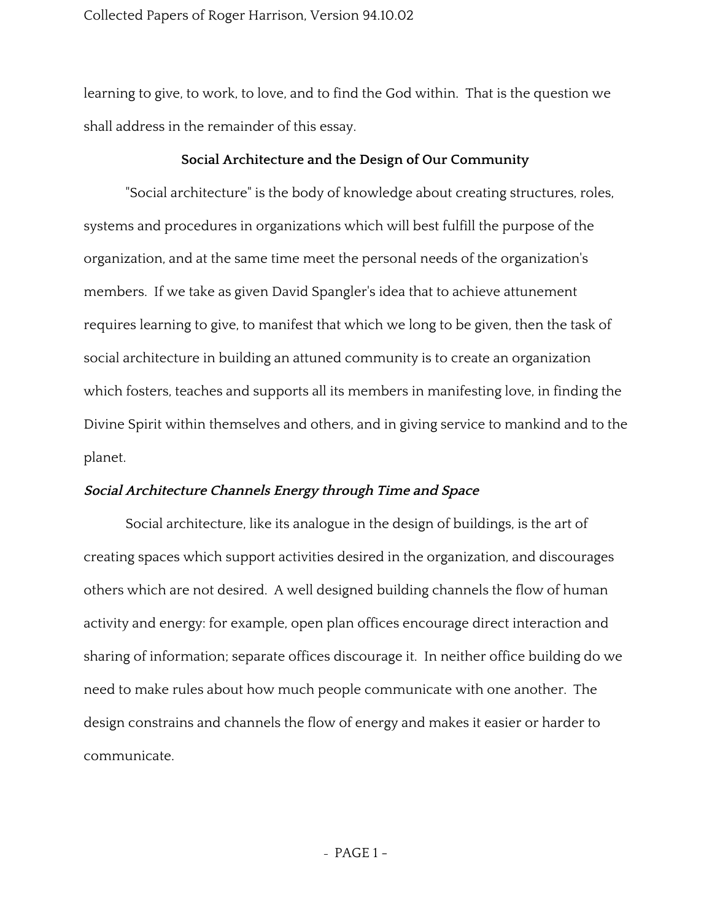learning to give, to work, to love, and to find the God within. That is the question we shall address in the remainder of this essay.

## Social Architecture and the Design of Our Community

"Social architecture" is the body of knowledge about creating structures, roles, systems and procedures in organizations which will best fulfill the purpose of the organization, and at the same time meet the personal needs of the organization's members. If we take as given David Spangler's idea that to achieve attunement requires learning to give, to manifest that which we long to be given, then the task of social architecture in building an attuned community is to create an organization which fosters, teaches and supports all its members in manifesting love, in finding the Divine Spirit within themselves and others, and in giving service to mankind and to the planet.

### *Social Architecture Channels Energy through Time and Space*

Social architecture, like its analogue in the design of buildings, is the art of creating spaces which support activities desired in the organization, and discourages others which are not desired. A well designed building channels the flow of human activity and energy: for example, open plan offices encourage direct interaction and sharing of information; separate offices discourage it. In neither office building do we need to make rules about how much people communicate with one another. The design constrains and channels the flow of energy and makes it easier or harder to communicate.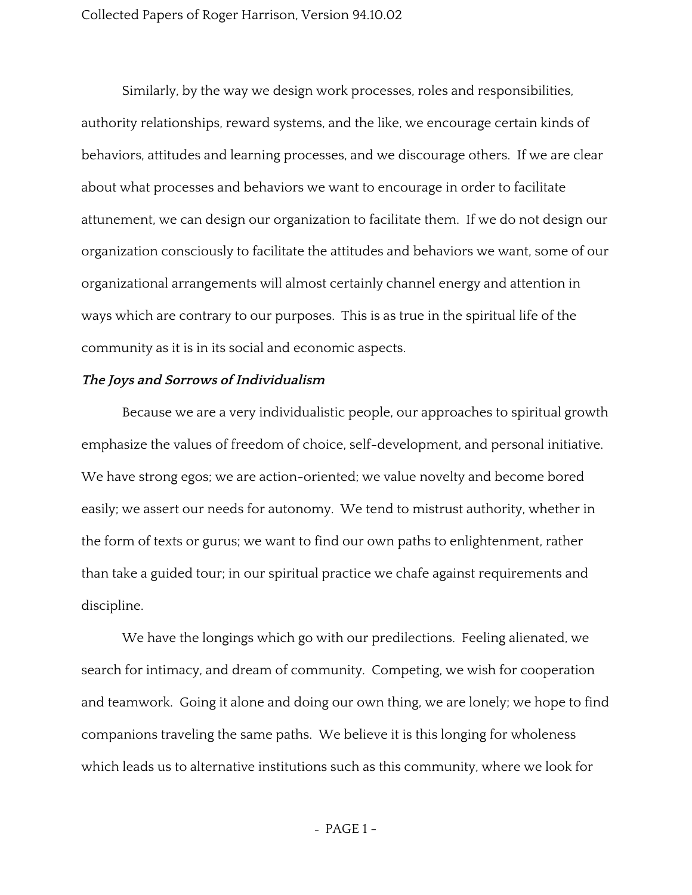Similarly, by the way we design work processes, roles and responsibilities, authority relationships, reward systems, and the like, we encourage certain kinds of behaviors, attitudes and learning processes, and we discourage others. If we are clear about what processes and behaviors we want to encourage in order to facilitate attunement, we can design our organization to facilitate them. If we do not design our organization consciously to facilitate the attitudes and behaviors we want, some of our organizational arrangements will almost certainly channel energy and attention in ways which are contrary to our purposes. This is as true in the spiritual life of the community as it is in its social and economic aspects.

***The Joys and Sorrows of Individualism***

Because we are a very individualistic people, our approaches to spiritual growth emphasize the values of freedom of choice, self-development, and personal initiative. We have strong egos; we are action-oriented; we value novelty and become bored easily; we assert our needs for autonomy. We tend to mistrust authority, whether in the form of texts or gurus; we want to find our own paths to enlightenment, rather than take a guided tour; in our spiritual practice we chafe against requirements and discipline.

We have the longings which go with our predilections. Feeling alienated, we search for intimacy, and dream of community. Competing, we wish for cooperation and teamwork. Going it alone and doing our own thing, we are lonely; we hope to find companions traveling the same paths. We believe it is this longing for wholeness which leads us to alternative institutions such as this community, where we look for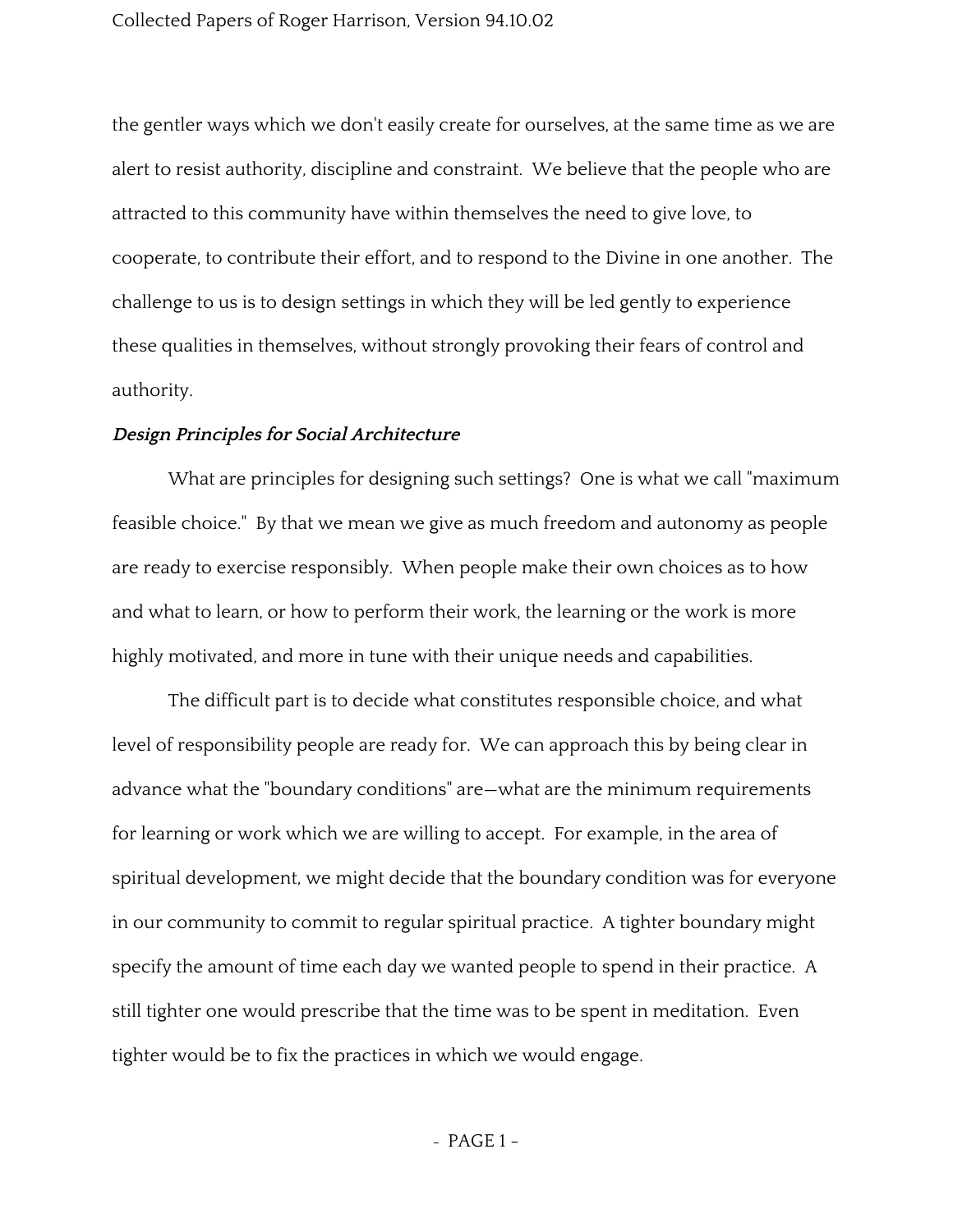the gentler ways which we don't easily create for ourselves, at the same time as we are alert to resist authority, discipline and constraint. We believe that the people who are attracted to this community have within themselves the need to give love, to cooperate, to contribute their effort, and to respond to the Divine in one another. The challenge to us is to design settings in which they will be led gently to experience these qualities in themselves, without strongly provoking their fears of control and authority.

***Design Principles for Social Architecture***

What are principles for designing such settings? One is what we call "maximum feasible choice." By that we mean we give as much freedom and autonomy as people are ready to exercise responsibly. When people make their own choices as to how and what to learn, or how to perform their work, the learning or the work is more highly motivated, and more in tune with their unique needs and capabilities.

The difficult part is to decide what constitutes responsible choice, and what level of responsibility people are ready for. We can approach this by being clear in advance what the "boundary conditions" are—what are the minimum requirements for learning or work which we are willing to accept. For example, in the area of spiritual development, we might decide that the boundary condition was for everyone in our community to commit to regular spiritual practice. A tighter boundary might specify the amount of time each day we wanted people to spend in their practice. A still tighter one would prescribe that the time was to be spent in meditation. Even tighter would be to fix the practices in which we would engage.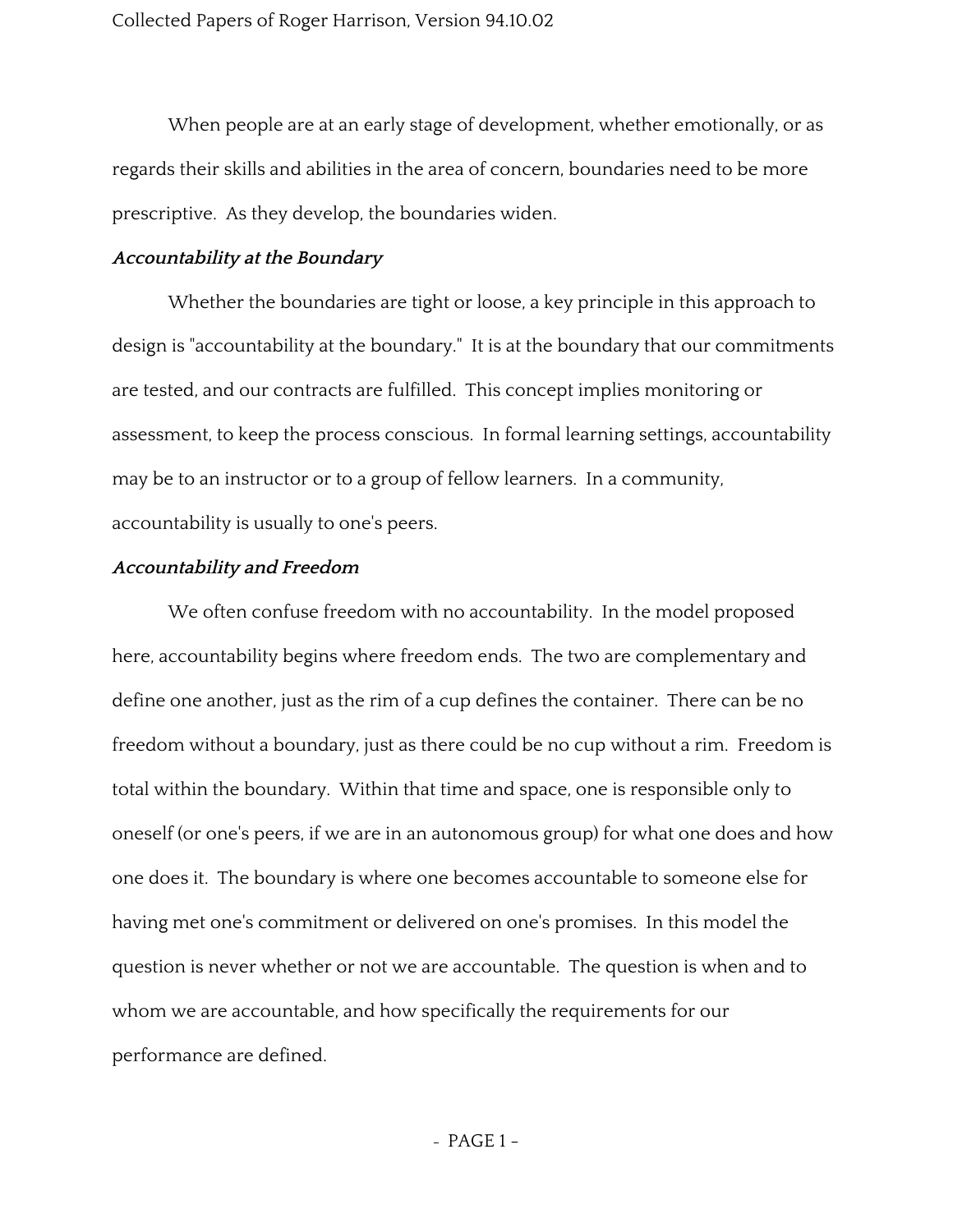When people are at an early stage of development, whether emotionally, or as regards their skills and abilities in the area of concern, boundaries need to be more prescriptive. As they develop, the boundaries widen.

***Accountability at the Boundary***

Whether the boundaries are tight or loose, a key principle in this approach to design is "accountability at the boundary." It is at the boundary that our commitments are tested, and our contracts are fulfilled. This concept implies monitoring or assessment, to keep the process conscious. In formal learning settings, accountability may be to an instructor or to a group of fellow learners. In a community, accountability is usually to one's peers.

***Accountability and Freedom***

We often confuse freedom with no accountability. In the model proposed here, accountability begins where freedom ends. The two are complementary and define one another, just as the rim of a cup defines the container. There can be no freedom without a boundary, just as there could be no cup without a rim. Freedom is total within the boundary. Within that time and space, one is responsible only to oneself (or one's peers, if we are in an autonomous group) for what one does and how one does it. The boundary is where one becomes accountable to someone else for having met one's commitment or delivered on one's promises. In this model the question is never whether or not we are accountable. The question is when and to whom we are accountable, and how specifically the requirements for our performance are defined.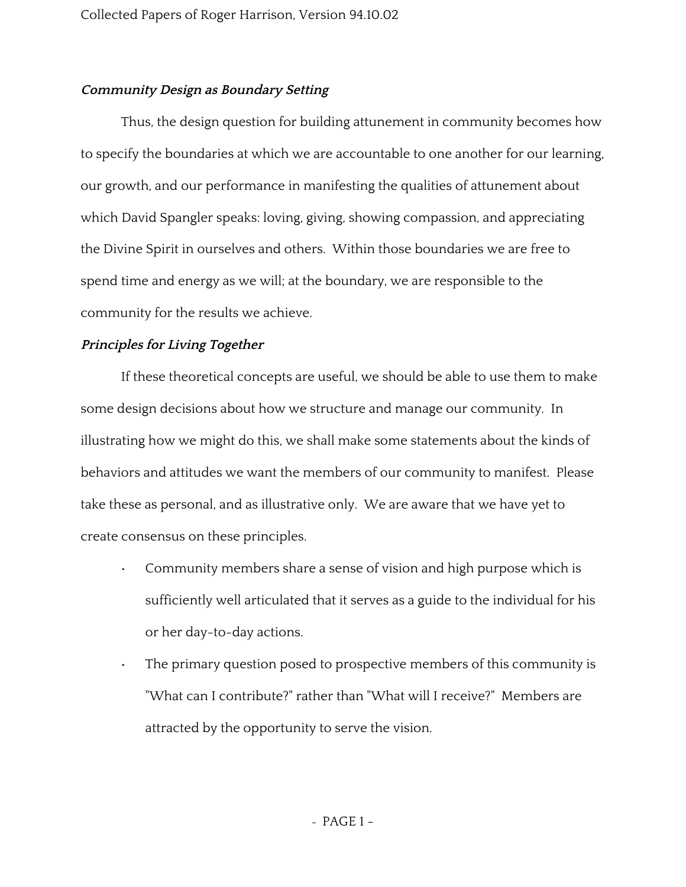### *Community Design as Boundary Setting*

Thus, the design question for building attunement in community becomes how to specify the boundaries at which we are accountable to one another for our learning, our growth, and our performance in manifesting the qualities of attunement about which David Spangler speaks: loving, giving, showing compassion, and appreciating the Divine Spirit in ourselves and others. Within those boundaries we are free to spend time and energy as we will; at the boundary, we are responsible to the community for the results we achieve.

### *Principles for Living Together*

If these theoretical concepts are useful, we should be able to use them to make some design decisions about how we structure and manage our community. In illustrating how we might do this, we shall make some statements about the kinds of behaviors and attitudes we want the members of our community to manifest. Please take these as personal, and as illustrative only. We are aware that we have yet to create consensus on these principles.

- Community members share a sense of vision and high purpose which is sufficiently well articulated that it serves as a guide to the individual for his or her day-to-day actions.
- The primary question posed to prospective members of this community is "What can I contribute?" rather than "What will I receive?" Members are attracted by the opportunity to serve the vision.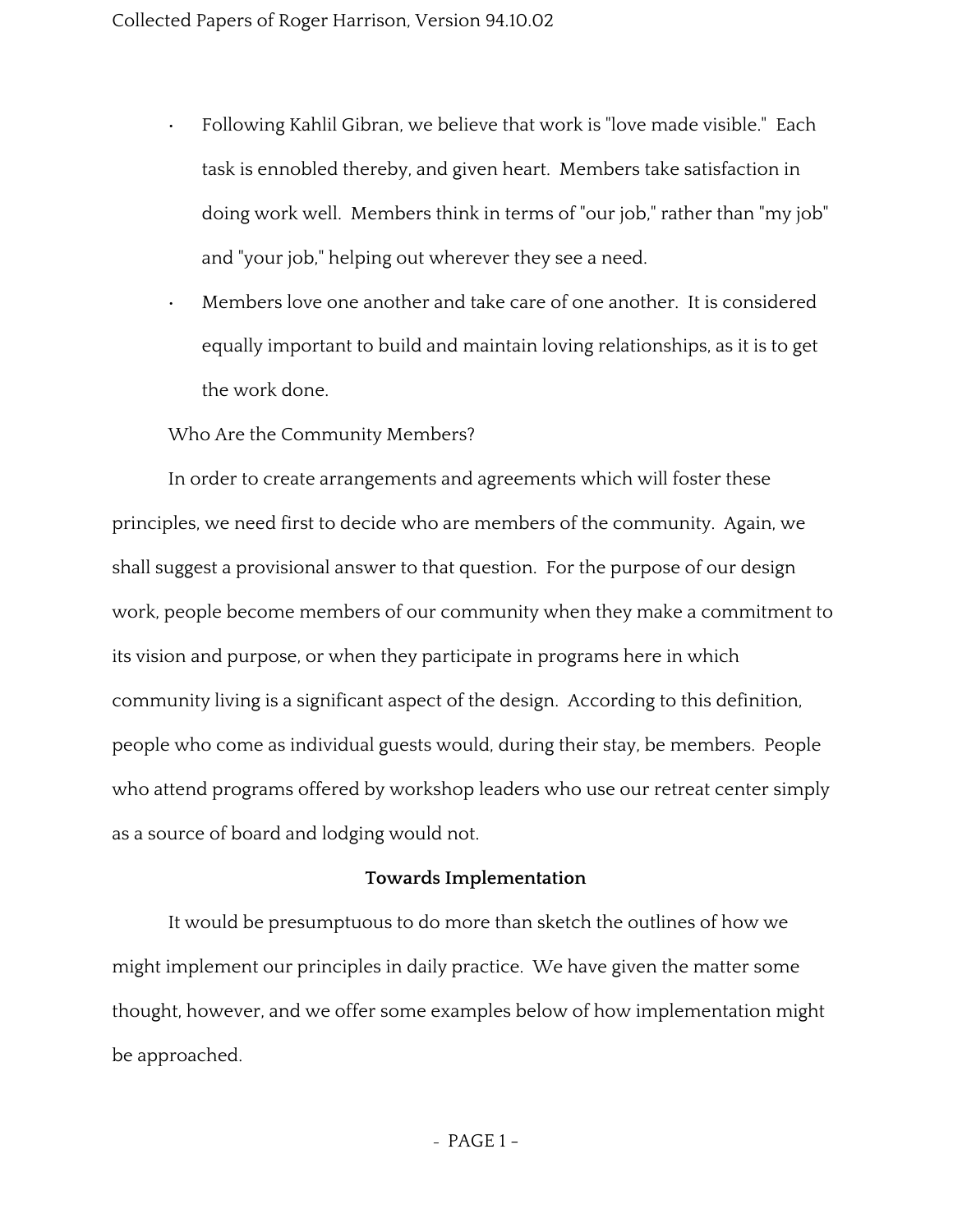- Following Kahlil Gibran, we believe that work is "love made visible." Each task is ennobled thereby, and given heart. Members take satisfaction in doing work well. Members think in terms of "our job," rather than "my job" and "your job," helping out wherever they see a need.
- Members love one another and take care of one another. It is considered equally important to build and maintain loving relationships, as it is to get the work done.

Who Are the Community Members?

In order to create arrangements and agreements which will foster these principles, we need first to decide who are members of the community. Again, we shall suggest a provisional answer to that question. For the purpose of our design work, people become members of our community when they make a commitment to its vision and purpose, or when they participate in programs here in which community living is a significant aspect of the design. According to this definition, people who come as individual guests would, during their stay, be members. People who attend programs offered by workshop leaders who use our retreat center simply as a source of board and lodging would not.

## Towards Implementation

It would be presumptuous to do more than sketch the outlines of how we might implement our principles in daily practice. We have given the matter some thought, however, and we offer some examples below of how implementation might be approached.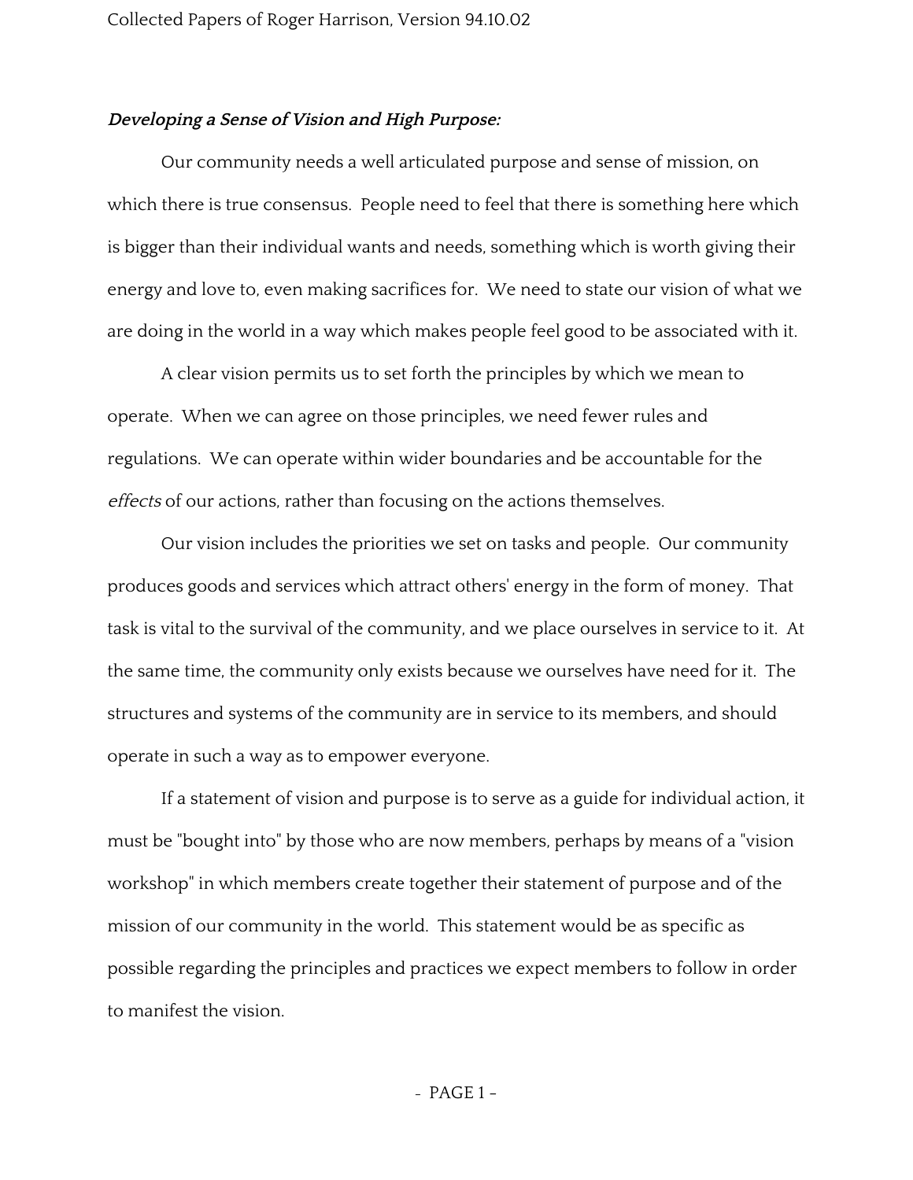***Developing a Sense of Vision and High Purpose:***

Our community needs a well articulated purpose and sense of mission, on which there is true consensus. People need to feel that there is something here which is bigger than their individual wants and needs, something which is worth giving their energy and love to, even making sacrifices for. We need to state our vision of what we are doing in the world in a way which makes people feel good to be associated with it.

A clear vision permits us to set forth the principles by which we mean to operate. When we can agree on those principles, we need fewer rules and regulations. We can operate within wider boundaries and be accountable for the *effects* of our actions, rather than focusing on the actions themselves.

Our vision includes the priorities we set on tasks and people. Our community produces goods and services which attract others' energy in the form of money. That task is vital to the survival of the community, and we place ourselves in service to it. At the same time, the community only exists because we ourselves have need for it. The structures and systems of the community are in service to its members, and should operate in such a way as to empower everyone.

If a statement of vision and purpose is to serve as a guide for individual action, it must be "bought into" by those who are now members, perhaps by means of a "vision workshop" in which members create together their statement of purpose and of the mission of our community in the world. This statement would be as specific as possible regarding the principles and practices we expect members to follow in order to manifest the vision.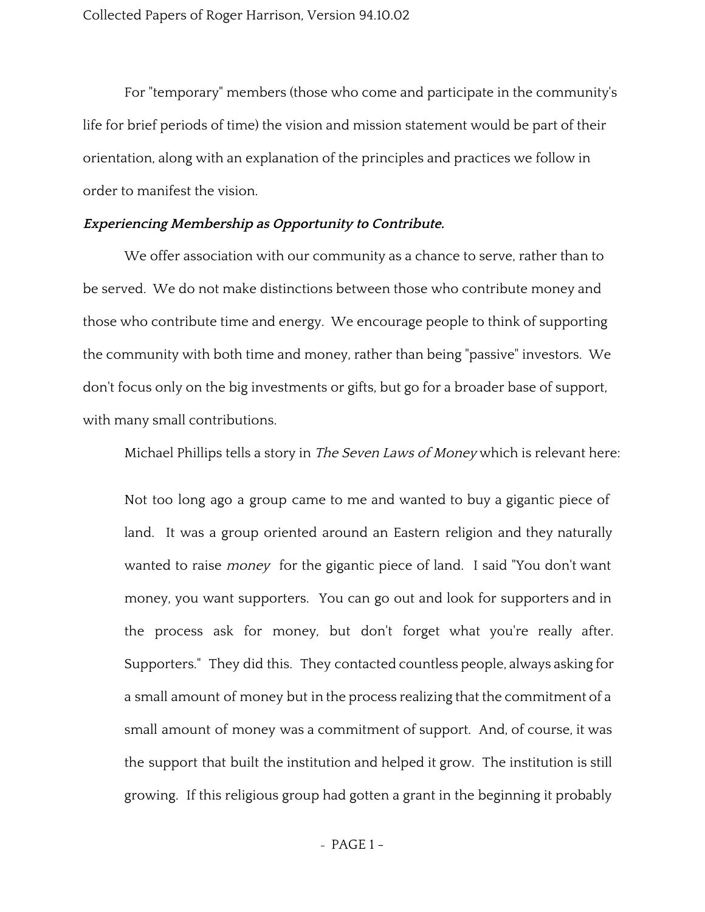For "temporary" members (those who come and participate in the community's life for brief periods of time) the vision and mission statement would be part of their orientation, along with an explanation of the principles and practices we follow in order to manifest the vision.

***Experiencing Membership as Opportunity to Contribute.***

We offer association with our community as a chance to serve, rather than to be served. We do not make distinctions between those who contribute money and those who contribute time and energy. We encourage people to think of supporting the community with both time and money, rather than being "passive" investors. We don't focus only on the big investments or gifts, but go for a broader base of support, with many small contributions.

Michael Phillips tells a story in *The Seven Laws of Money* which is relevant here:

> Not too long ago a group came to me and wanted to buy a gigantic piece of land. It was a group oriented around an Eastern religion and they naturally wanted to raise *money* for the gigantic piece of land. I said "You don't want money, you want supporters. You can go out and look for supporters and in the process ask for money, but don't forget what you're really after. Supporters." They did this. They contacted countless people, always asking for a small amount of money but in the process realizing that the commitment of a small amount of money was a commitment of support. And, of course, it was the support that built the institution and helped it grow. The institution is still growing. If this religious group had gotten a grant in the beginning it probably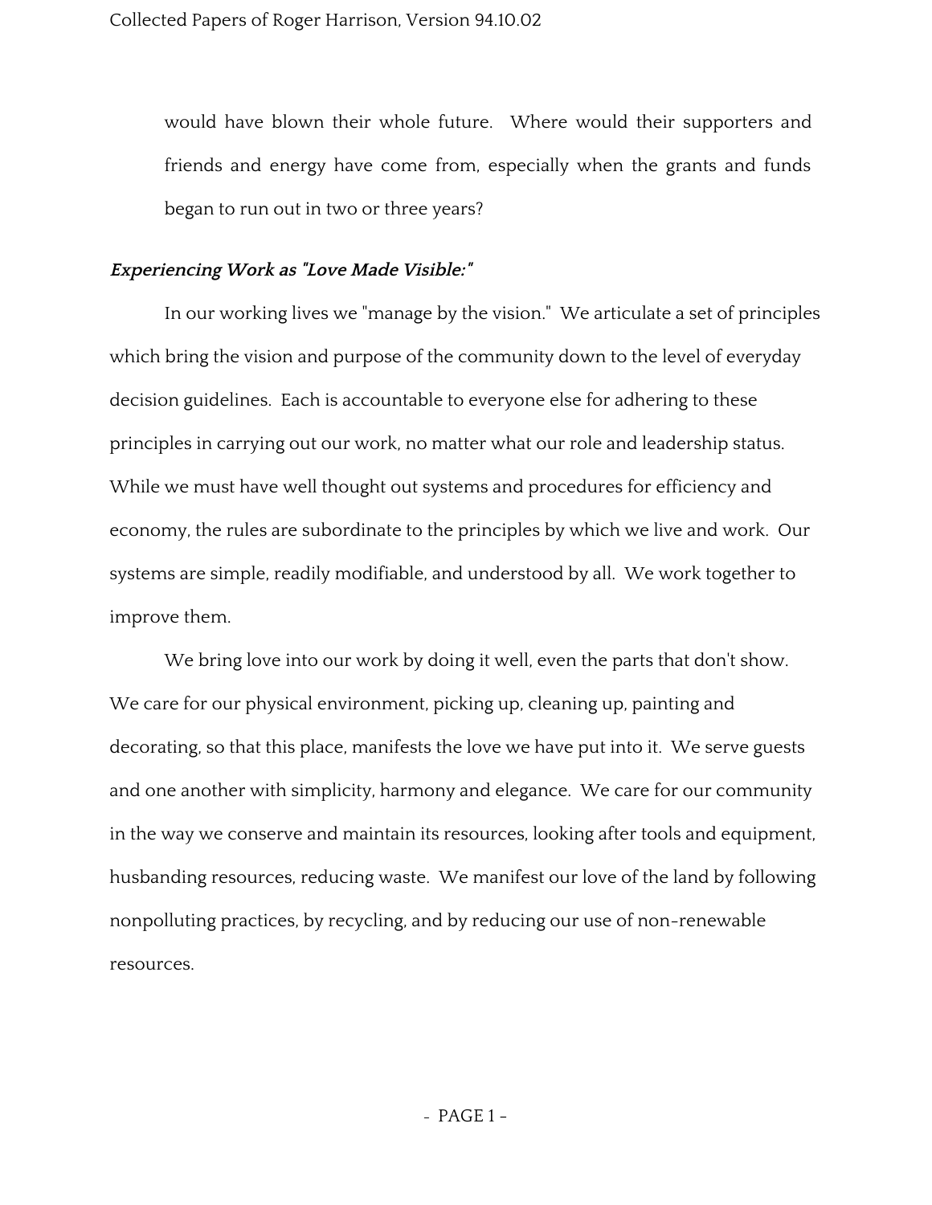> would have blown their whole future. Where would their supporters and friends and energy have come from, especially when the grants and funds began to run out in two or three years?

***Experiencing Work as "Love Made Visible:"***

In our working lives we "manage by the vision." We articulate a set of principles which bring the vision and purpose of the community down to the level of everyday decision guidelines. Each is accountable to everyone else for adhering to these principles in carrying out our work, no matter what our role and leadership status. While we must have well thought out systems and procedures for efficiency and economy, the rules are subordinate to the principles by which we live and work. Our systems are simple, readily modifiable, and understood by all. We work together to improve them.

We bring love into our work by doing it well, even the parts that don't show. We care for our physical environment, picking up, cleaning up, painting and decorating, so that this place, manifests the love we have put into it. We serve guests and one another with simplicity, harmony and elegance. We care for our community in the way we conserve and maintain its resources, looking after tools and equipment, husbanding resources, reducing waste. We manifest our love of the land by following nonpolluting practices, by recycling, and by reducing our use of non-renewable resources.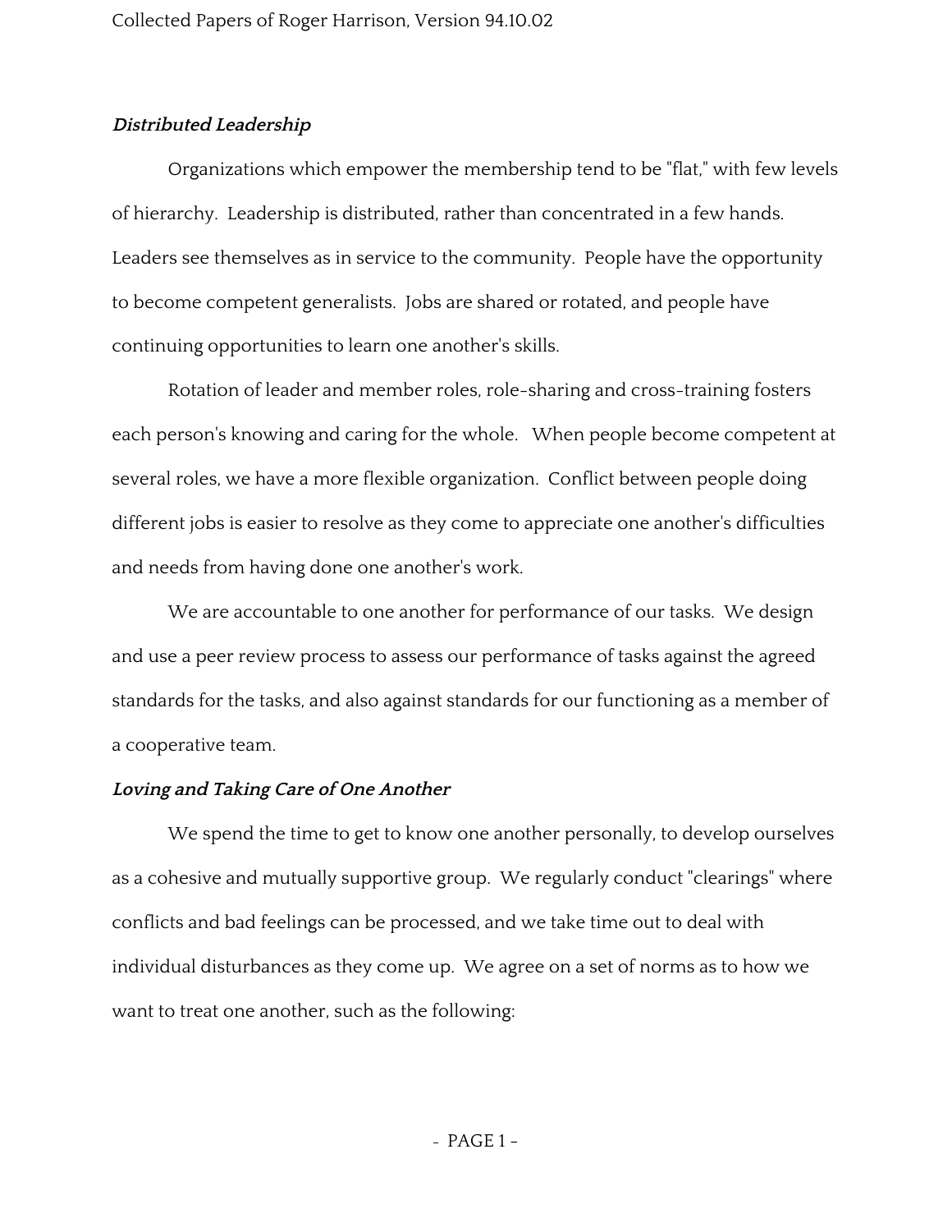***Distributed Leadership***

Organizations which empower the membership tend to be "flat," with few levels of hierarchy. Leadership is distributed, rather than concentrated in a few hands. Leaders see themselves as in service to the community. People have the opportunity to become competent generalists. Jobs are shared or rotated, and people have continuing opportunities to learn one another's skills.

Rotation of leader and member roles, role-sharing and cross-training fosters each person's knowing and caring for the whole. When people become competent at several roles, we have a more flexible organization. Conflict between people doing different jobs is easier to resolve as they come to appreciate one another's difficulties and needs from having done one another's work.

We are accountable to one another for performance of our tasks. We design and use a peer review process to assess our performance of tasks against the agreed standards for the tasks, and also against standards for our functioning as a member of a cooperative team.

***Loving and Taking Care of One Another***

We spend the time to get to know one another personally, to develop ourselves as a cohesive and mutually supportive group. We regularly conduct "clearings" where conflicts and bad feelings can be processed, and we take time out to deal with individual disturbances as they come up. We agree on a set of norms as to how we want to treat one another, such as the following: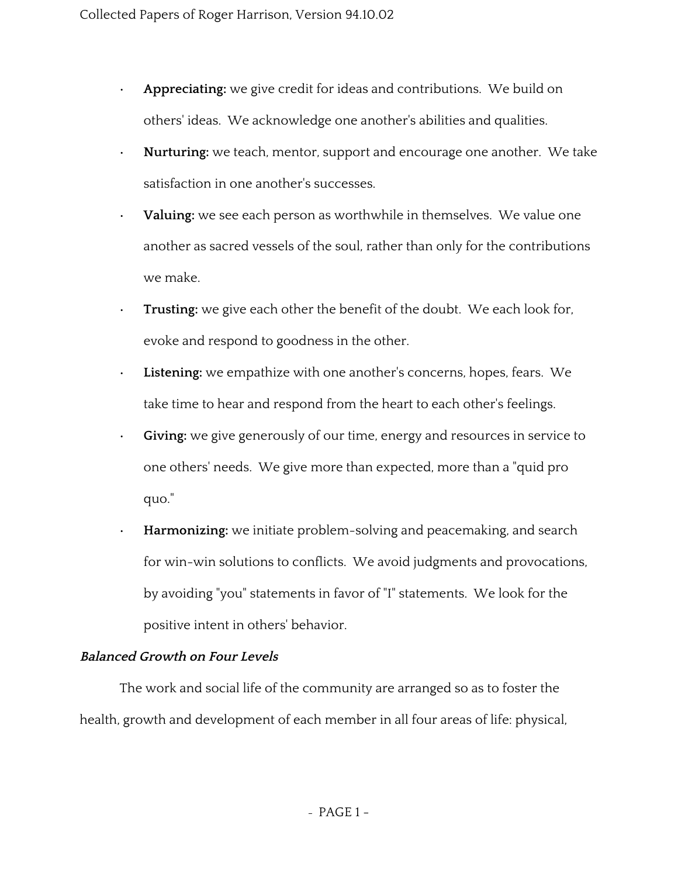- **Appreciating:** we give credit for ideas and contributions. We build on others' ideas. We acknowledge one another's abilities and qualities.
- **Nurturing:** we teach, mentor, support and encourage one another. We take satisfaction in one another's successes.
- **Valuing:** we see each person as worthwhile in themselves. We value one another as sacred vessels of the soul, rather than only for the contributions we make.
- **Trusting:** we give each other the benefit of the doubt. We each look for, evoke and respond to goodness in the other.
- **Listening:** we empathize with one another's concerns, hopes, fears. We take time to hear and respond from the heart to each other's feelings.
- **Giving:** we give generously of our time, energy and resources in service to one others' needs. We give more than expected, more than a "quid pro quo."
- **Harmonizing:** we initiate problem-solving and peacemaking, and search for win-win solutions to conflicts. We avoid judgments and provocations, by avoiding "you" statements in favor of "I" statements. We look for the positive intent in others' behavior.

***Balanced Growth on Four Levels***

The work and social life of the community are arranged so as to foster the health, growth and development of each member in all four areas of life: physical,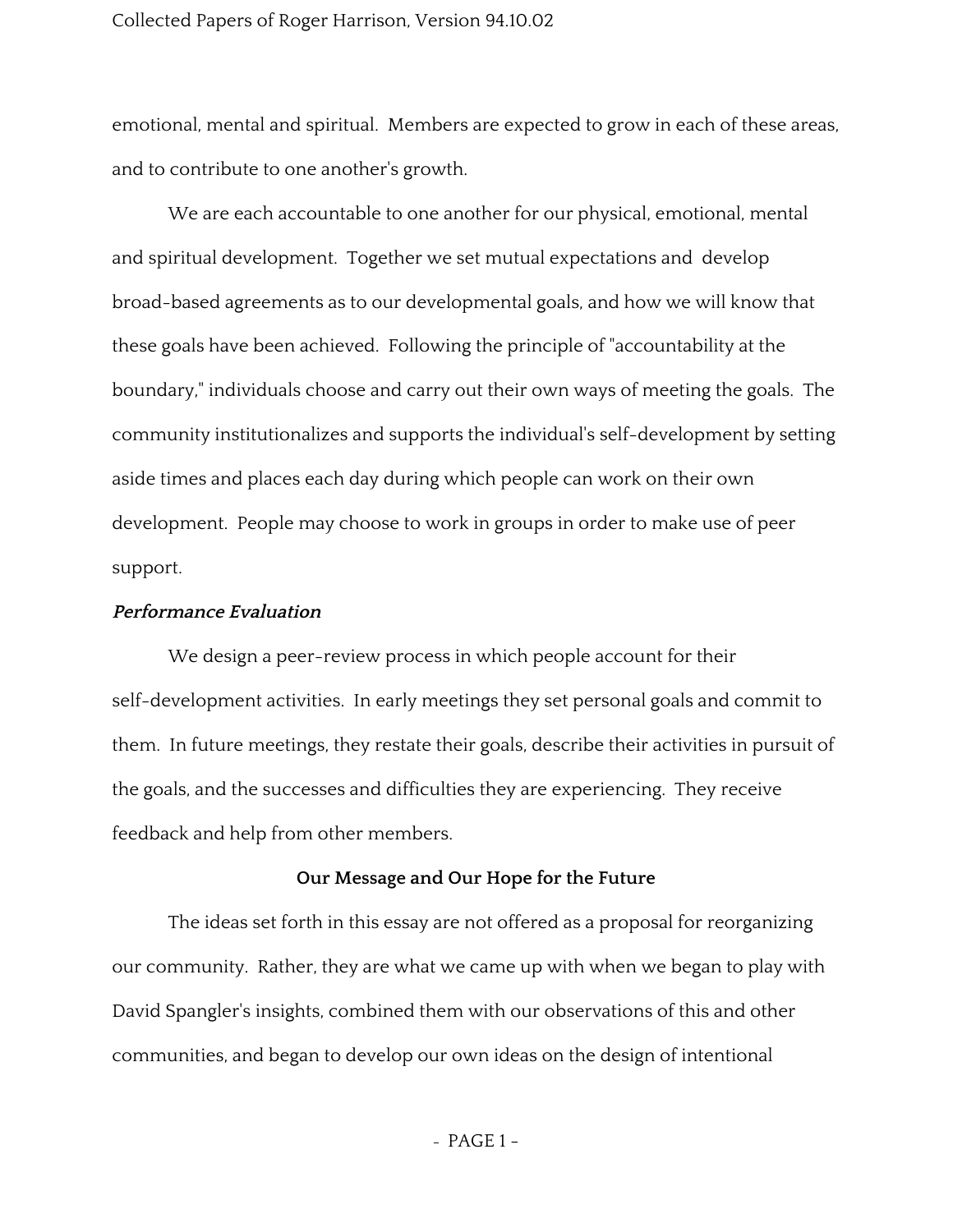emotional, mental and spiritual. Members are expected to grow in each of these areas, and to contribute to one another's growth.

We are each accountable to one another for our physical, emotional, mental and spiritual development. Together we set mutual expectations and develop broad-based agreements as to our developmental goals, and how we will know that these goals have been achieved. Following the principle of "accountability at the boundary," individuals choose and carry out their own ways of meeting the goals. The community institutionalizes and supports the individual's self-development by setting aside times and places each day during which people can work on their own development. People may choose to work in groups in order to make use of peer support.

***Performance Evaluation***

We design a peer-review process in which people account for their self-development activities. In early meetings they set personal goals and commit to them. In future meetings, they restate their goals, describe their activities in pursuit of the goals, and the successes and difficulties they are experiencing. They receive feedback and help from other members.

## Our Message and Our Hope for the Future

The ideas set forth in this essay are not offered as a proposal for reorganizing our community. Rather, they are what we came up with when we began to play with David Spangler's insights, combined them with our observations of this and other communities, and began to develop our own ideas on the design of intentional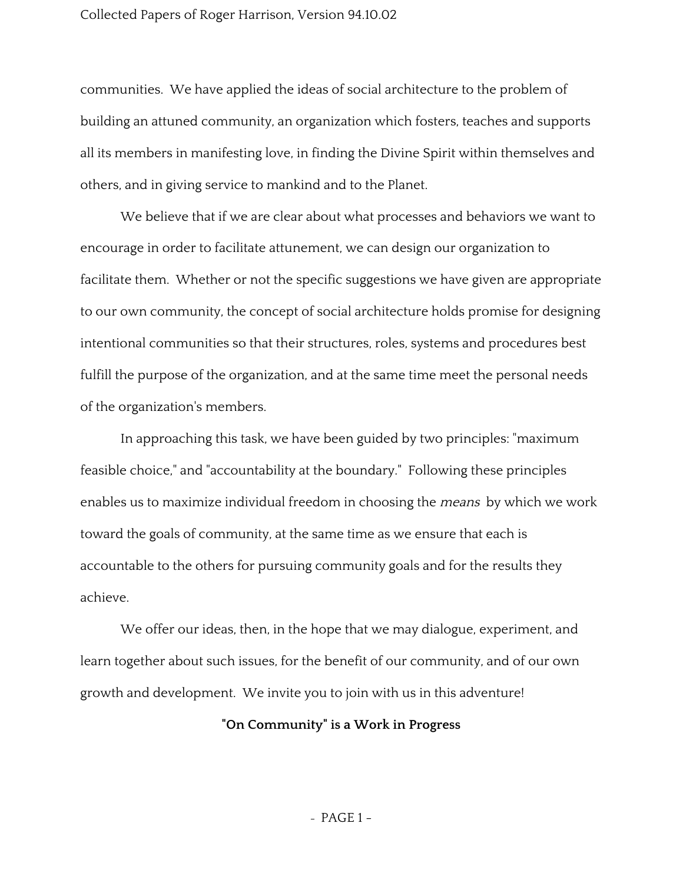communities. We have applied the ideas of social architecture to the problem of building an attuned community, an organization which fosters, teaches and supports all its members in manifesting love, in finding the Divine Spirit within themselves and others, and in giving service to mankind and to the Planet.

We believe that if we are clear about what processes and behaviors we want to encourage in order to facilitate attunement, we can design our organization to facilitate them. Whether or not the specific suggestions we have given are appropriate to our own community, the concept of social architecture holds promise for designing intentional communities so that their structures, roles, systems and procedures best fulfill the purpose of the organization, and at the same time meet the personal needs of the organization's members.

In approaching this task, we have been guided by two principles: "maximum feasible choice," and "accountability at the boundary." Following these principles enables us to maximize individual freedom in choosing the *means* by which we work toward the goals of community, at the same time as we ensure that each is accountable to the others for pursuing community goals and for the results they achieve.

We offer our ideas, then, in the hope that we may dialogue, experiment, and learn together about such issues, for the benefit of our community, and of our own growth and development. We invite you to join with us in this adventure!

**"On Community" is a Work in Progress**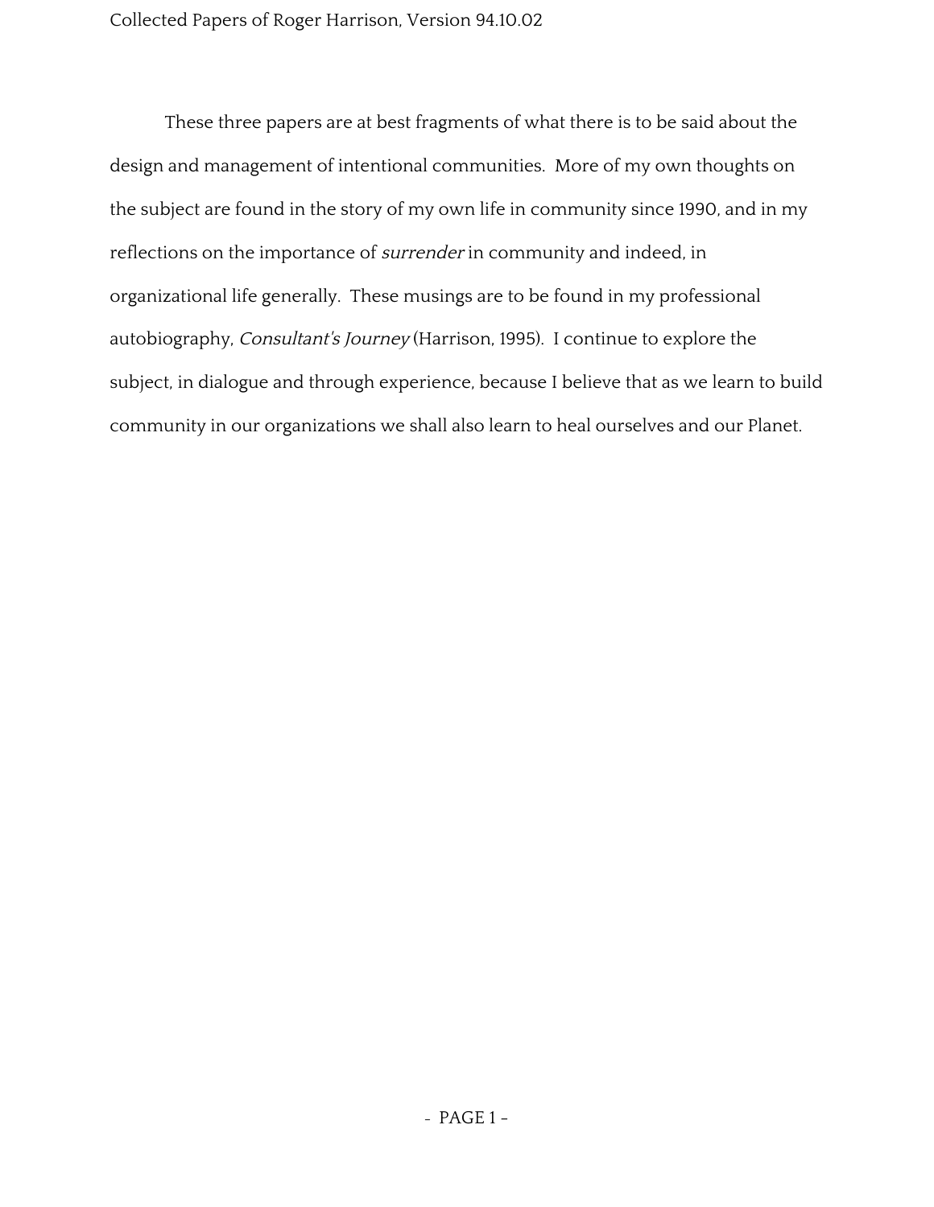These three papers are at best fragments of what there is to be said about the design and management of intentional communities. More of my own thoughts on the subject are found in the story of my own life in community since 1990, and in my reflections on the importance of *surrender* in community and indeed, in organizational life generally. These musings are to be found in my professional autobiography, *Consultant's Journey* (Harrison, 1995). I continue to explore the subject, in dialogue and through experience, because I believe that as we learn to build community in our organizations we shall also learn to heal ourselves and our Planet.